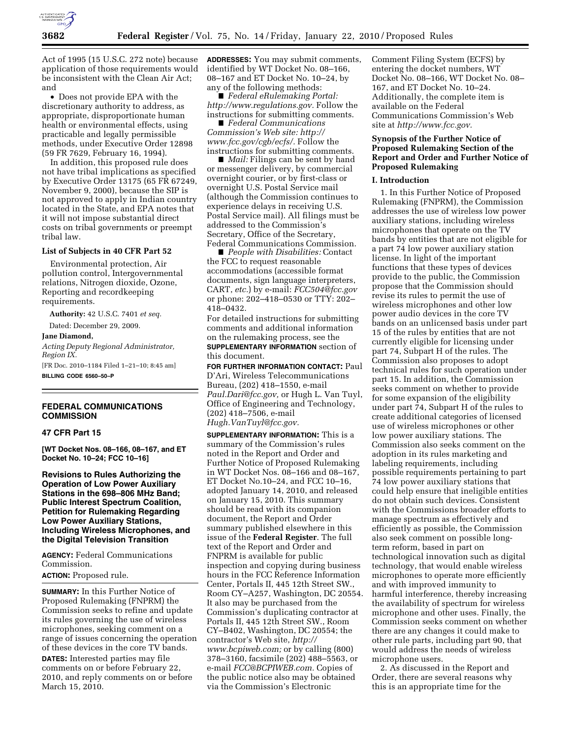Act of 1995 (15 U.S.C. 272 note) because application of those requirements would be inconsistent with the Clean Air Act; and

• Does not provide EPA with the discretionary authority to address, as appropriate, disproportionate human health or environmental effects, using practicable and legally permissible methods, under Executive Order 12898 (59 FR 7629, February 16, 1994).

In addition, this proposed rule does not have tribal implications as specified by Executive Order 13175 (65 FR 67249, November 9, 2000), because the SIP is not approved to apply in Indian country located in the State, and EPA notes that it will not impose substantial direct costs on tribal governments or preempt tribal law.

**List of Subjects in 40 CFR Part 52**

Environmental protection, Air pollution control, Intergovernmental relations, Nitrogen dioxide, Ozone, Reporting and recordkeeping requirements.

**Authority:** 42 U.S.C. 7401 *et seq.*

Dated: December 29, 2009.

**Jane Diamond,**

*Acting Deputy Regional Administrator, Region IX.*

[FR Doc. 2010–1184 Filed 1–21–10; 8:45 am]

**BILLING CODE 6560–50–P**

## FEDERAL COMMUNICATIONS COMMISSION

### 47 CFR Part 15

**[WT Docket Nos. 08–166, 08–167, and ET Docket No. 10–24; FCC 10–16]**

## Revisions to Rules Authorizing the Operation of Low Power Auxiliary Stations in the 698–806 MHz Band; Public Interest Spectrum Coalition, Petition for Rulemaking Regarding Low Power Auxiliary Stations, Including Wireless Microphones, and the Digital Television Transition

**AGENCY:** Federal Communications Commission.

**ACTION:** Proposed rule.

**SUMMARY:** In this Further Notice of Proposed Rulemaking (FNPRM) the Commission seeks to refine and update its rules governing the use of wireless microphones, seeking comment on a range of issues concerning the operation of these devices in the core TV bands.

**DATES:** Interested parties may file comments on or before February 22, 2010, and reply comments on or before March 15, 2010.

**ADDRESSES:** You may submit comments, identified by WT Docket No. 08–166, 08–167 and ET Docket No. 10–24, by any of the following methods:

■ *Federal eRulemaking Portal: http://www.regulations.gov.* Follow the instructions for submitting comments.

■ *Federal Communications Commission's Web site: http://www.fcc.gov/cgb/ecfs/.* Follow the instructions for submitting comments.

■ *Mail:* Filings can be sent by hand or messenger delivery, by commercial overnight courier, or by first-class or overnight U.S. Postal Service mail (although the Commission continues to experience delays in receiving U.S. Postal Service mail). All filings must be addressed to the Commission's Secretary, Office of the Secretary, Federal Communications Commission.

■ *People with Disabilities:* Contact the FCC to request reasonable accommodations (accessible format documents, sign language interpreters, CART, *etc.*) by e-mail: *FCC504@fcc.gov* or phone: 202–418–0530 or TTY: 202–418–0432.

For detailed instructions for submitting comments and additional information on the rulemaking process, see the **SUPPLEMENTARY INFORMATION** section of this document.

**FOR FURTHER INFORMATION CONTACT:** Paul D'Ari, Wireless Telecommunications Bureau, (202) 418–1550, e-mail *Paul.Dari@fcc.gov,* or Hugh L. Van Tuyl, Office of Engineering and Technology, (202) 418–7506, e-mail *Hugh.VanTuyl@fcc.gov.*

**SUPPLEMENTARY INFORMATION:** This is a summary of the Commission's rules noted in the Report and Order and Further Notice of Proposed Rulemaking in WT Docket Nos. 08–166 and 08–167, ET Docket No.10–24, and FCC 10–16, adopted January 14, 2010, and released on January 15, 2010. This summary should be read with its companion document, the Report and Order summary published elsewhere in this issue of the **Federal Register**. The full text of the Report and Order and FNPRM is available for public inspection and copying during business hours in the FCC Reference Information Center, Portals II, 445 12th Street SW., Room CY–A257, Washington, DC 20554. It also may be purchased from the Commission's duplicating contractor at Portals II, 445 12th Street SW., Room CY–B402, Washington, DC 20554; the contractor's Web site, *http://www.bcpiweb.com;* or by calling (800) 378–3160, facsimile (202) 488–5563, or e-mail *FCC@BCPIWEB.com.* Copies of the public notice also may be obtained via the Commission's Electronic Comment Filing System (ECFS) by entering the docket numbers, WT Docket No. 08–166, WT Docket No. 08–167, and ET Docket No. 10–24. Additionally, the complete item is available on the Federal Communications Commission's Web site at *http://www.fcc.gov.*

### Synopsis of the Further Notice of Proposed Rulemaking Section of the Report and Order and Further Notice of Proposed Rulemaking

#### I. Introduction

1. In this Further Notice of Proposed Rulemaking (FNPRM), the Commission addresses the use of wireless low power auxiliary stations, including wireless microphones that operate on the TV bands by entities that are not eligible for a part 74 low power auxiliary station license. In light of the important functions that these types of devices provide to the public, the Commission propose that the Commission should revise its rules to permit the use of wireless microphones and other low power audio devices in the core TV bands on an unlicensed basis under part 15 of the rules by entities that are not currently eligible for licensing under part 74, Subpart H of the rules. The Commission also proposes to adopt technical rules for such operation under part 15. In addition, the Commission seeks comment on whether to provide for some expansion of the eligibility under part 74, Subpart H of the rules to create additional categories of licensed use of wireless microphones or other low power auxiliary stations. The Commission also seeks comment on the adoption in its rules marketing and labeling requirements, including possible requirements pertaining to part 74 low power auxiliary stations that could help ensure that ineligible entities do not obtain such devices. Consistent with the Commissions broader efforts to manage spectrum as effectively and efficiently as possible, the Commission also seek comment on possible long-term reform, based in part on technological innovation such as digital technology, that would enable wireless microphones to operate more efficiently and with improved immunity to harmful interference, thereby increasing the availability of spectrum for wireless microphone and other uses. Finally, the Commission seeks comment on whether there are any changes it could make to other rule parts, including part 90, that would address the needs of wireless microphone users.

2. As discussed in the Report and Order, there are several reasons why this is an appropriate time for the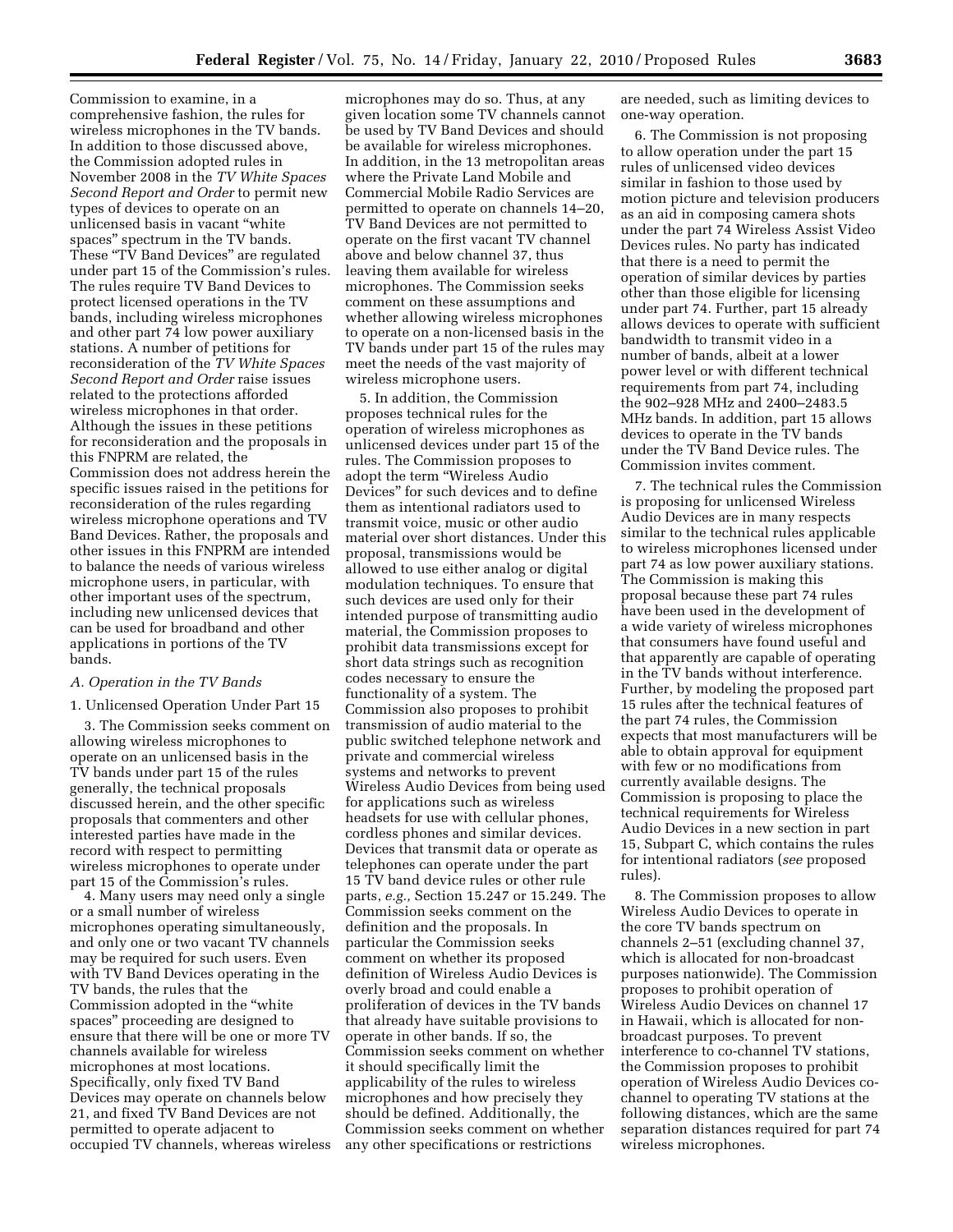Commission to examine, in a comprehensive fashion, the rules for wireless microphones in the TV bands. In addition to those discussed above, the Commission adopted rules in November 2008 in the *TV White Spaces Second Report and Order* to permit new types of devices to operate on an unlicensed basis in vacant "white spaces" spectrum in the TV bands. These "TV Band Devices" are regulated under part 15 of the Commission's rules. The rules require TV Band Devices to protect licensed operations in the TV bands, including wireless microphones and other part 74 low power auxiliary stations. A number of petitions for reconsideration of the *TV White Spaces Second Report and Order* raise issues related to the protections afforded wireless microphones in that order. Although the issues in these petitions for reconsideration and the proposals in this FNPRM are related, the Commission does not address herein the specific issues raised in the petitions for reconsideration of the rules regarding wireless microphone operations and TV Band Devices. Rather, the proposals and other issues in this FNPRM are intended to balance the needs of various wireless microphone users, in particular, with other important uses of the spectrum, including new unlicensed devices that can be used for broadband and other applications in portions of the TV bands.

### *A. Operation in the TV Bands*

#### 1. Unlicensed Operation Under Part 15

3. The Commission seeks comment on allowing wireless microphones to operate on an unlicensed basis in the TV bands under part 15 of the rules generally, the technical proposals discussed herein, and the other specific proposals that commenters and other interested parties have made in the record with respect to permitting wireless microphones to operate under part 15 of the Commission's rules.

4. Many users may need only a single or a small number of wireless microphones operating simultaneously, and only one or two vacant TV channels may be required for such users. Even with TV Band Devices operating in the TV bands, the rules that the Commission adopted in the "white spaces" proceeding are designed to ensure that there will be one or more TV channels available for wireless microphones at most locations. Specifically, only fixed TV Band Devices may operate on channels below 21, and fixed TV Band Devices are not permitted to operate adjacent to occupied TV channels, whereas wireless microphones may do so. Thus, at any given location some TV channels cannot be used by TV Band Devices and should be available for wireless microphones. In addition, in the 13 metropolitan areas where the Private Land Mobile and Commercial Mobile Radio Services are permitted to operate on channels 14–20, TV Band Devices are not permitted to operate on the first vacant TV channel above and below channel 37, thus leaving them available for wireless microphones. The Commission seeks comment on these assumptions and whether allowing wireless microphones to operate on a non-licensed basis in the TV bands under part 15 of the rules may meet the needs of the vast majority of wireless microphone users.

5. In addition, the Commission proposes technical rules for the operation of wireless microphones as unlicensed devices under part 15 of the rules. The Commission proposes to adopt the term "Wireless Audio Devices" for such devices and to define them as intentional radiators used to transmit voice, music or other audio material over short distances. Under this proposal, transmissions would be allowed to use either analog or digital modulation techniques. To ensure that such devices are used only for their intended purpose of transmitting audio material, the Commission proposes to prohibit data transmissions except for short data strings such as recognition codes necessary to ensure the functionality of a system. The Commission also proposes to prohibit transmission of audio material to the public switched telephone network and private and commercial wireless systems and networks to prevent Wireless Audio Devices from being used for applications such as wireless headsets for use with cellular phones, cordless phones and similar devices. Devices that transmit data or operate as telephones can operate under the part 15 TV band device rules or other rule parts, *e.g.,* Section 15.247 or 15.249. The Commission seeks comment on the definition and the proposals. In particular the Commission seeks comment on whether its proposed definition of Wireless Audio Devices is overly broad and could enable a proliferation of devices in the TV bands that already have suitable provisions to operate in other bands. If so, the Commission seeks comment on whether it should specifically limit the applicability of the rules to wireless microphones and how precisely they should be defined. Additionally, the Commission seeks comment on whether any other specifications or restrictions are needed, such as limiting devices to one-way operation.

6. The Commission is not proposing to allow operation under the part 15 rules of unlicensed video devices similar in fashion to those used by motion picture and television producers as an aid in composing camera shots under the part 74 Wireless Assist Video Devices rules. No party has indicated that there is a need to permit the operation of similar devices by parties other than those eligible for licensing under part 74. Further, part 15 already allows devices to operate with sufficient bandwidth to transmit video in a number of bands, albeit at a lower power level or with different technical requirements from part 74, including the 902–928 MHz and 2400–2483.5 MHz bands. In addition, part 15 allows devices to operate in the TV bands under the TV Band Device rules. The Commission invites comment.

7. The technical rules the Commission is proposing for unlicensed Wireless Audio Devices are in many respects similar to the technical rules applicable to wireless microphones licensed under part 74 as low power auxiliary stations. The Commission is making this proposal because these part 74 rules have been used in the development of a wide variety of wireless microphones that consumers have found useful and that apparently are capable of operating in the TV bands without interference. Further, by modeling the proposed part 15 rules after the technical features of the part 74 rules, the Commission expects that most manufacturers will be able to obtain approval for equipment with few or no modifications from currently available designs. The Commission is proposing to place the technical requirements for Wireless Audio Devices in a new section in part 15, Subpart C, which contains the rules for intentional radiators (*see* proposed rules).

8. The Commission proposes to allow Wireless Audio Devices to operate in the core TV bands spectrum on channels 2–51 (excluding channel 37, which is allocated for non-broadcast purposes nationwide). The Commission proposes to prohibit operation of Wireless Audio Devices on channel 17 in Hawaii, which is allocated for non-broadcast purposes. To prevent interference to co-channel TV stations, the Commission proposes to prohibit operation of Wireless Audio Devices co-channel to operating TV stations at the following distances, which are the same separation distances required for part 74 wireless microphones.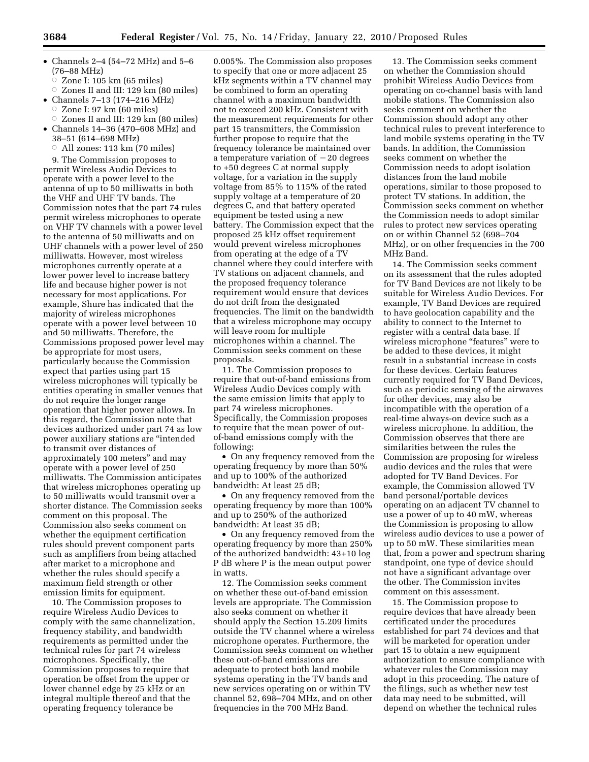- Channels 2–4 (54–72 MHz) and 5–6 (76–88 MHz)
  - Zone I: 105 km (65 miles)
  - Zones II and III: 129 km (80 miles)
- Channels 7–13 (174–216 MHz)
  - Zone I: 97 km (60 miles)
  - Zones II and III: 129 km (80 miles)
- Channels 14–36 (470–608 MHz) and 38–51 (614–698 MHz)
  - All zones: 113 km (70 miles)

9. The Commission proposes to permit Wireless Audio Devices to operate with a power level to the antenna of up to 50 milliwatts in both the VHF and UHF TV bands. The Commission notes that the part 74 rules permit wireless microphones to operate on VHF TV channels with a power level to the antenna of 50 milliwatts and on UHF channels with a power level of 250 milliwatts. However, most wireless microphones currently operate at a lower power level to increase battery life and because higher power is not necessary for most applications. For example, Shure has indicated that the majority of wireless microphones operate with a power level between 10 and 50 milliwatts. Therefore, the Commissions proposed power level may be appropriate for most users, particularly because the Commission expect that parties using part 15 wireless microphones will typically be entities operating in smaller venues that do not require the longer range operation that higher power allows. In this regard, the Commission note that devices authorized under part 74 as low power auxiliary stations are "intended to transmit over distances of approximately 100 meters" and may operate with a power level of 250 milliwatts. The Commission anticipates that wireless microphones operating up to 50 milliwatts would transmit over a shorter distance. The Commission seeks comment on this proposal. The Commission also seeks comment on whether the equipment certification rules should prevent component parts such as amplifiers from being attached after market to a microphone and whether the rules should specify a maximum field strength or other emission limits for equipment.

10. The Commission proposes to require Wireless Audio Devices to comply with the same channelization, frequency stability, and bandwidth requirements as permitted under the technical rules for part 74 wireless microphones. Specifically, the Commission proposes to require that operation be offset from the upper or lower channel edge by 25 kHz or an integral multiple thereof and that the operating frequency tolerance be 0.005%. The Commission also proposes to specify that one or more adjacent 25 kHz segments within a TV channel may be combined to form an operating channel with a maximum bandwidth not to exceed 200 kHz. Consistent with the measurement requirements for other part 15 transmitters, the Commission further propose to require that the frequency tolerance be maintained over a temperature variation of −20 degrees to +50 degrees C at normal supply voltage, for a variation in the supply voltage from 85% to 115% of the rated supply voltage at a temperature of 20 degrees C, and that battery operated equipment be tested using a new battery. The Commission expect that the proposed 25 kHz offset requirement would prevent wireless microphones from operating at the edge of a TV channel where they could interfere with TV stations on adjacent channels, and the proposed frequency tolerance requirement would ensure that devices do not drift from the designated frequencies. The limit on the bandwidth that a wireless microphone may occupy will leave room for multiple microphones within a channel. The Commission seeks comment on these proposals.

11. The Commission proposes to require that out-of-band emissions from Wireless Audio Devices comply with the same emission limits that apply to part 74 wireless microphones. Specifically, the Commission proposes to require that the mean power of out-of-band emissions comply with the following:

- On any frequency removed from the operating frequency by more than 50% and up to 100% of the authorized bandwidth: At least 25 dB;
- On any frequency removed from the operating frequency by more than 100% and up to 250% of the authorized bandwidth: At least 35 dB;
- On any frequency removed from the operating frequency by more than 250% of the authorized bandwidth: 43+10 log P dB where P is the mean output power in watts.

12. The Commission seeks comment on whether these out-of-band emission levels are appropriate. The Commission also seeks comment on whether it should apply the Section 15.209 limits outside the TV channel where a wireless microphone operates. Furthermore, the Commission seeks comment on whether these out-of-band emissions are adequate to protect both land mobile systems operating in the TV bands and new services operating on or within TV channel 52, 698–704 MHz, and on other frequencies in the 700 MHz Band.

13. The Commission seeks comment on whether the Commission should prohibit Wireless Audio Devices from operating on co-channel basis with land mobile stations. The Commission also seeks comment on whether the Commission should adopt any other technical rules to prevent interference to land mobile systems operating in the TV bands. In addition, the Commission seeks comment on whether the Commission needs to adopt isolation distances from the land mobile operations, similar to those proposed to protect TV stations. In addition, the Commission seeks comment on whether the Commission needs to adopt similar rules to protect new services operating on or within Channel 52 (698–704 MHz), or on other frequencies in the 700 MHz Band.

14. The Commission seeks comment on its assessment that the rules adopted for TV Band Devices are not likely to be suitable for Wireless Audio Devices. For example, TV Band Devices are required to have geolocation capability and the ability to connect to the Internet to register with a central data base. If wireless microphone "features" were to be added to these devices, it might result in a substantial increase in costs for these devices. Certain features currently required for TV Band Devices, such as periodic sensing of the airwaves for other devices, may also be incompatible with the operation of a real-time always-on device such as a wireless microphone. In addition, the Commission observes that there are similarities between the rules the Commission are proposing for wireless audio devices and the rules that were adopted for TV Band Devices. For example, the Commission allowed TV band personal/portable devices operating on an adjacent TV channel to use a power of up to 40 mW, whereas the Commission is proposing to allow wireless audio devices to use a power of up to 50 mW. These similarities mean that, from a power and spectrum sharing standpoint, one type of device should not have a significant advantage over the other. The Commission invites comment on this assessment.

15. The Commission propose to require devices that have already been certificated under the procedures established for part 74 devices and that will be marketed for operation under part 15 to obtain a new equipment authorization to ensure compliance with whatever rules the Commission may adopt in this proceeding. The nature of the filings, such as whether new test data may need to be submitted, will depend on whether the technical rules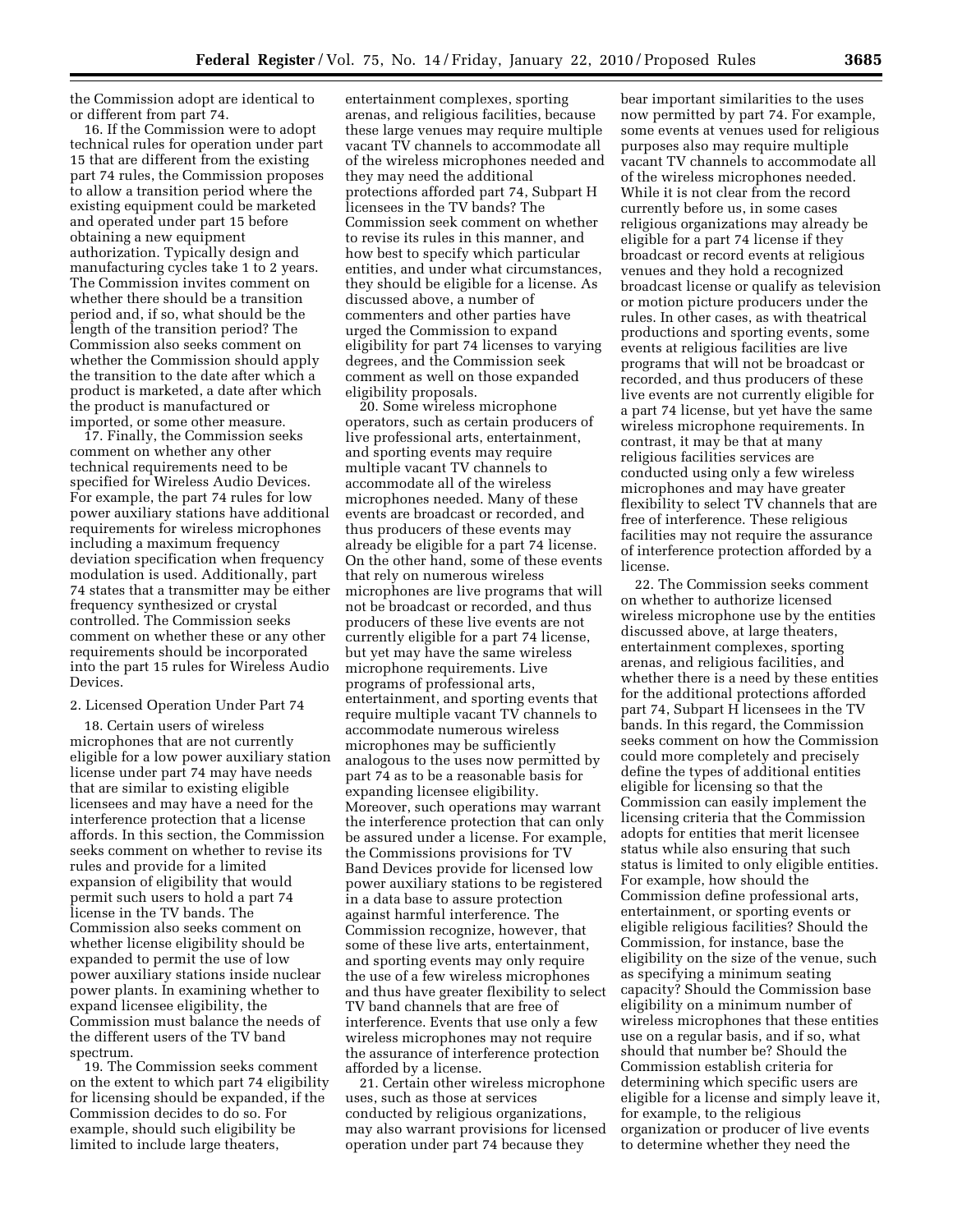the Commission adopt are identical to or different from part 74.

16. If the Commission were to adopt technical rules for operation under part 15 that are different from the existing part 74 rules, the Commission proposes to allow a transition period where the existing equipment could be marketed and operated under part 15 before obtaining a new equipment authorization. Typically design and manufacturing cycles take 1 to 2 years. The Commission invites comment on whether there should be a transition period and, if so, what should be the length of the transition period? The Commission also seeks comment on whether the Commission should apply the transition to the date after which a product is marketed, a date after which the product is manufactured or imported, or some other measure.

17. Finally, the Commission seeks comment on whether any other technical requirements need to be specified for Wireless Audio Devices. For example, the part 74 rules for low power auxiliary stations have additional requirements for wireless microphones including a maximum frequency deviation specification when frequency modulation is used. Additionally, part 74 states that a transmitter may be either frequency synthesized or crystal controlled. The Commission seeks comment on whether these or any other requirements should be incorporated into the part 15 rules for Wireless Audio Devices.

2. Licensed Operation Under Part 74

18. Certain users of wireless microphones that are not currently eligible for a low power auxiliary station license under part 74 may have needs that are similar to existing eligible licensees and may have a need for the interference protection that a license affords. In this section, the Commission seeks comment on whether to revise its rules and provide for a limited expansion of eligibility that would permit such users to hold a part 74 license in the TV bands. The Commission also seeks comment on whether license eligibility should be expanded to permit the use of low power auxiliary stations inside nuclear power plants. In examining whether to expand licensee eligibility, the Commission must balance the needs of the different users of the TV band spectrum.

19. The Commission seeks comment on the extent to which part 74 eligibility for licensing should be expanded, if the Commission decides to do so. For example, should such eligibility be limited to include large theaters, entertainment complexes, sporting arenas, and religious facilities, because these large venues may require multiple vacant TV channels to accommodate all of the wireless microphones needed and they may need the additional protections afforded part 74, Subpart H licensees in the TV bands? The Commission seek comment on whether to revise its rules in this manner, and how best to specify which particular entities, and under what circumstances, they should be eligible for a license. As discussed above, a number of commenters and other parties have urged the Commission to expand eligibility for part 74 licenses to varying degrees, and the Commission seek comment as well on those expanded eligibility proposals.

20. Some wireless microphone operators, such as certain producers of live professional arts, entertainment, and sporting events may require multiple vacant TV channels to accommodate all of the wireless microphones needed. Many of these events are broadcast or recorded, and thus producers of these events may already be eligible for a part 74 license. On the other hand, some of these events that rely on numerous wireless microphones are live programs that will not be broadcast or recorded, and thus producers of these live events are not currently eligible for a part 74 license, but yet may have the same wireless microphone requirements. Live programs of professional arts, entertainment, and sporting events that require multiple vacant TV channels to accommodate numerous wireless microphones may be sufficiently analogous to the uses now permitted by part 74 as to be a reasonable basis for expanding licensee eligibility. Moreover, such operations may warrant the interference protection that can only be assured under a license. For example, the Commissions provisions for TV Band Devices provide for licensed low power auxiliary stations to be registered in a data base to assure protection against harmful interference. The Commission recognize, however, that some of these live arts, entertainment, and sporting events may only require the use of a few wireless microphones and thus have greater flexibility to select TV band channels that are free of interference. Events that use only a few wireless microphones may not require the assurance of interference protection afforded by a license.

21. Certain other wireless microphone uses, such as those at services conducted by religious organizations, may also warrant provisions for licensed operation under part 74 because they bear important similarities to the uses now permitted by part 74. For example, some events at venues used for religious purposes also may require multiple vacant TV channels to accommodate all of the wireless microphones needed. While it is not clear from the record currently before us, in some cases religious organizations may already be eligible for a part 74 license if they broadcast or record events at religious venues and they hold a recognized broadcast license or qualify as television or motion picture producers under the rules. In other cases, as with theatrical productions and sporting events, some events at religious facilities are live programs that will not be broadcast or recorded, and thus producers of these live events are not currently eligible for a part 74 license, but yet have the same wireless microphone requirements. In contrast, it may be that at many religious facilities services are conducted using only a few wireless microphones and may have greater flexibility to select TV channels that are free of interference. These religious facilities may not require the assurance of interference protection afforded by a license.

22. The Commission seeks comment on whether to authorize licensed wireless microphone use by the entities discussed above, at large theaters, entertainment complexes, sporting arenas, and religious facilities, and whether there is a need by these entities for the additional protections afforded part 74, Subpart H licensees in the TV bands. In this regard, the Commission seeks comment on how the Commission could more completely and precisely define the types of additional entities eligible for licensing so that the Commission can easily implement the licensing criteria that the Commission adopts for entities that merit licensee status while also ensuring that such status is limited to only eligible entities. For example, how should the Commission define professional arts, entertainment, or sporting events or eligible religious facilities? Should the Commission, for instance, base the eligibility on the size of the venue, such as specifying a minimum seating capacity? Should the Commission base eligibility on a minimum number of wireless microphones that these entities use on a regular basis, and if so, what should that number be? Should the Commission establish criteria for determining which specific users are eligible for a license and simply leave it, for example, to the religious organization or producer of live events to determine whether they need the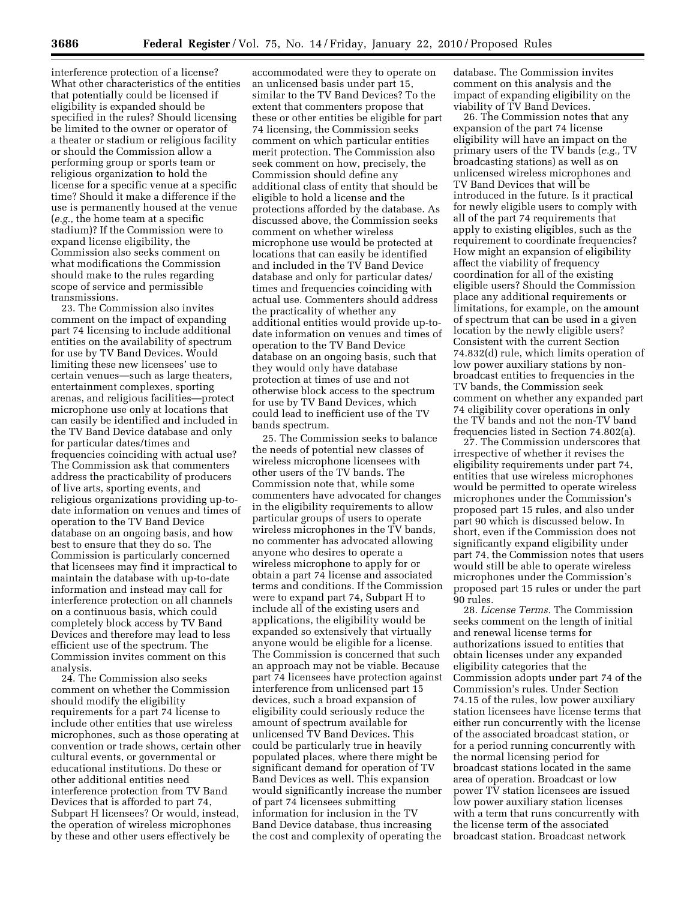interference protection of a license? What other characteristics of the entities that potentially could be licensed if eligibility is expanded should be specified in the rules? Should licensing be limited to the owner or operator of a theater or stadium or religious facility or should the Commission allow a performing group or sports team or religious organization to hold the license for a specific venue at a specific time? Should it make a difference if the use is permanently housed at the venue (*e.g.,* the home team at a specific stadium)? If the Commission were to expand license eligibility, the Commission also seeks comment on what modifications the Commission should make to the rules regarding scope of service and permissible transmissions.

23. The Commission also invites comment on the impact of expanding part 74 licensing to include additional entities on the availability of spectrum for use by TV Band Devices. Would limiting these new licensees' use to certain venues—such as large theaters, entertainment complexes, sporting arenas, and religious facilities—protect microphone use only at locations that can easily be identified and included in the TV Band Device database and only for particular dates/times and frequencies coinciding with actual use? The Commission ask that commenters address the practicability of producers of live arts, sporting events, and religious organizations providing up-to-date information on venues and times of operation to the TV Band Device database on an ongoing basis, and how best to ensure that they do so. The Commission is particularly concerned that licensees may find it impractical to maintain the database with up-to-date information and instead may call for interference protection on all channels on a continuous basis, which could completely block access by TV Band Devices and therefore may lead to less efficient use of the spectrum. The Commission invites comment on this analysis.

24. The Commission also seeks comment on whether the Commission should modify the eligibility requirements for a part 74 license to include other entities that use wireless microphones, such as those operating at convention or trade shows, certain other cultural events, or governmental or educational institutions. Do these or other additional entities need interference protection from TV Band Devices that is afforded to part 74, Subpart H licensees? Or would, instead, the operation of wireless microphones by these and other users effectively be accommodated were they to operate on an unlicensed basis under part 15, similar to the TV Band Devices? To the extent that commenters propose that these or other entities be eligible for part 74 licensing, the Commission seeks comment on which particular entities merit protection. The Commission also seek comment on how, precisely, the Commission should define any additional class of entity that should be eligible to hold a license and the protections afforded by the database. As discussed above, the Commission seeks comment on whether wireless microphone use would be protected at locations that can easily be identified and included in the TV Band Device database and only for particular dates/times and frequencies coinciding with actual use. Commenters should address the practicality of whether any additional entities would provide up-to-date information on venues and times of operation to the TV Band Device database on an ongoing basis, such that they would only have database protection at times of use and not otherwise block access to the spectrum for use by TV Band Devices, which could lead to inefficient use of the TV bands spectrum.

25. The Commission seeks to balance the needs of potential new classes of wireless microphone licensees with other users of the TV bands. The Commission note that, while some commenters have advocated for changes in the eligibility requirements to allow particular groups of users to operate wireless microphones in the TV bands, no commenter has advocated allowing anyone who desires to operate a wireless microphone to apply for or obtain a part 74 license and associated terms and conditions. If the Commission were to expand part 74, Subpart H to include all of the existing users and applications, the eligibility would be expanded so extensively that virtually anyone would be eligible for a license. The Commission is concerned that such an approach may not be viable. Because part 74 licensees have protection against interference from unlicensed part 15 devices, such a broad expansion of eligibility could seriously reduce the amount of spectrum available for unlicensed TV Band Devices. This could be particularly true in heavily populated places, where there might be significant demand for operation of TV Band Devices as well. This expansion would significantly increase the number of part 74 licensees submitting information for inclusion in the TV Band Device database, thus increasing the cost and complexity of operating the database. The Commission invites comment on this analysis and the impact of expanding eligibility on the viability of TV Band Devices.

26. The Commission notes that any expansion of the part 74 license eligibility will have an impact on the primary users of the TV bands (*e.g.,* TV broadcasting stations) as well as on unlicensed wireless microphones and TV Band Devices that will be introduced in the future. Is it practical for newly eligible users to comply with all of the part 74 requirements that apply to existing eligibles, such as the requirement to coordinate frequencies? How might an expansion of eligibility affect the viability of frequency coordination for all of the existing eligible users? Should the Commission place any additional requirements or limitations, for example, on the amount of spectrum that can be used in a given location by the newly eligible users? Consistent with the current Section 74.832(d) rule, which limits operation of low power auxiliary stations by non-broadcast entities to frequencies in the TV bands, the Commission seek comment on whether any expanded part 74 eligibility cover operations in only the TV bands and not the non-TV band frequencies listed in Section 74.802(a).

27. The Commission underscores that irrespective of whether it revises the eligibility requirements under part 74, entities that use wireless microphones would be permitted to operate wireless microphones under the Commission's proposed part 15 rules, and also under part 90 which is discussed below. In short, even if the Commission does not significantly expand eligibility under part 74, the Commission notes that users would still be able to operate wireless microphones under the Commission's proposed part 15 rules or under the part 90 rules.

28. *License Terms.* The Commission seeks comment on the length of initial and renewal license terms for authorizations issued to entities that obtain licenses under any expanded eligibility categories that the Commission adopts under part 74 of the Commission's rules. Under Section 74.15 of the rules, low power auxiliary station licensees have license terms that either run concurrently with the license of the associated broadcast station, or for a period running concurrently with the normal licensing period for broadcast stations located in the same area of operation. Broadcast or low power TV station licensees are issued low power auxiliary station licenses with a term that runs concurrently with the license term of the associated broadcast station. Broadcast network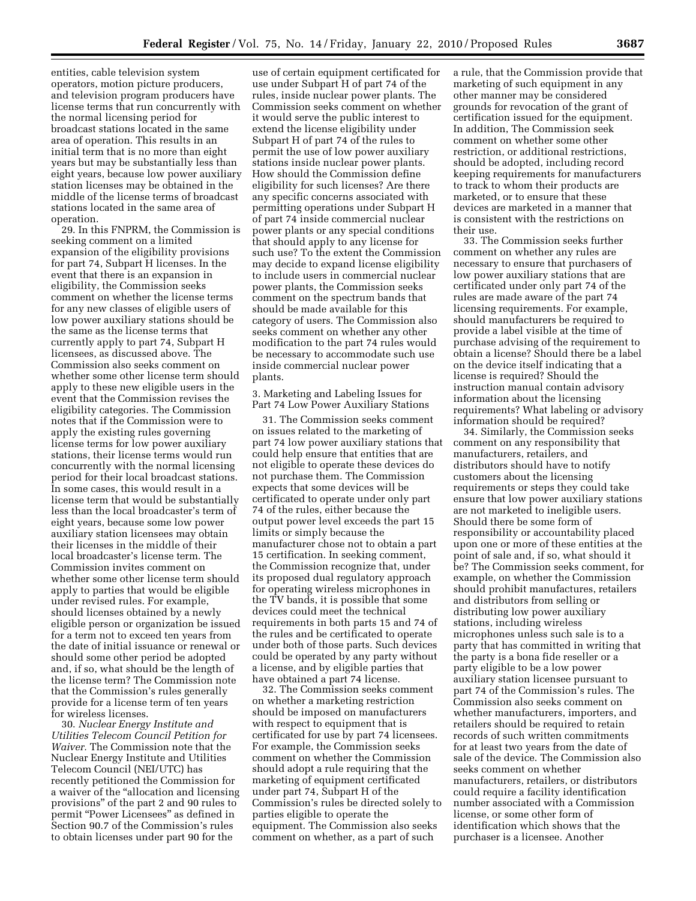entities, cable television system operators, motion picture producers, and television program producers have license terms that run concurrently with the normal licensing period for broadcast stations located in the same area of operation. This results in an initial term that is no more than eight years but may be substantially less than eight years, because low power auxiliary station licenses may be obtained in the middle of the license terms of broadcast stations located in the same area of operation.

29. In this FNPRM, the Commission is seeking comment on a limited expansion of the eligibility provisions for part 74, Subpart H licenses. In the event that there is an expansion in eligibility, the Commission seeks comment on whether the license terms for any new classes of eligible users of low power auxiliary stations should be the same as the license terms that currently apply to part 74, Subpart H licensees, as discussed above. The Commission also seeks comment on whether some other license term should apply to these new eligible users in the event that the Commission revises the eligibility categories. The Commission notes that if the Commission were to apply the existing rules governing license terms for low power auxiliary stations, their license terms would run concurrently with the normal licensing period for their local broadcast stations. In some cases, this would result in a license term that would be substantially less than the local broadcaster's term of eight years, because some low power auxiliary station licensees may obtain their licenses in the middle of their local broadcaster's license term. The Commission invites comment on whether some other license term should apply to parties that would be eligible under revised rules. For example, should licenses obtained by a newly eligible person or organization be issued for a term not to exceed ten years from the date of initial issuance or renewal or should some other period be adopted and, if so, what should be the length of the license term? The Commission note that the Commission's rules generally provide for a license term of ten years for wireless licenses.

30. *Nuclear Energy Institute and Utilities Telecom Council Petition for Waiver.* The Commission note that the Nuclear Energy Institute and Utilities Telecom Council (NEI/UTC) has recently petitioned the Commission for a waiver of the "allocation and licensing provisions" of the part 2 and 90 rules to permit "Power Licensees" as defined in Section 90.7 of the Commission's rules to obtain licenses under part 90 for the use of certain equipment certificated for use under Subpart H of part 74 of the rules, inside nuclear power plants. The Commission seeks comment on whether it would serve the public interest to extend the license eligibility under Subpart H of part 74 of the rules to permit the use of low power auxiliary stations inside nuclear power plants. How should the Commission define eligibility for such licenses? Are there any specific concerns associated with permitting operations under Subpart H of part 74 inside commercial nuclear power plants or any special conditions that should apply to any license for such use? To the extent the Commission may decide to expand license eligibility to include users in commercial nuclear power plants, the Commission seeks comment on the spectrum bands that should be made available for this category of users. The Commission also seeks comment on whether any other modification to the part 74 rules would be necessary to accommodate such use inside commercial nuclear power plants.

3. Marketing and Labeling Issues for Part 74 Low Power Auxiliary Stations

31. The Commission seeks comment on issues related to the marketing of part 74 low power auxiliary stations that could help ensure that entities that are not eligible to operate these devices do not purchase them. The Commission expects that some devices will be certificated to operate under only part 74 of the rules, either because the output power level exceeds the part 15 limits or simply because the manufacturer chose not to obtain a part 15 certification. In seeking comment, the Commission recognize that, under its proposed dual regulatory approach for operating wireless microphones in the TV bands, it is possible that some devices could meet the technical requirements in both parts 15 and 74 of the rules and be certificated to operate under both of those parts. Such devices could be operated by any party without a license, and by eligible parties that have obtained a part 74 license.

32. The Commission seeks comment on whether a marketing restriction should be imposed on manufacturers with respect to equipment that is certificated for use by part 74 licensees. For example, the Commission seeks comment on whether the Commission should adopt a rule requiring that the marketing of equipment certificated under part 74, Subpart H of the Commission's rules be directed solely to parties eligible to operate the equipment. The Commission also seeks comment on whether, as a part of such a rule, that the Commission provide that marketing of such equipment in any other manner may be considered grounds for revocation of the grant of certification issued for the equipment. In addition, The Commission seek comment on whether some other restriction, or additional restrictions, should be adopted, including record keeping requirements for manufacturers to track to whom their products are marketed, or to ensure that these devices are marketed in a manner that is consistent with the restrictions on their use.

33. The Commission seeks further comment on whether any rules are necessary to ensure that purchasers of low power auxiliary stations that are certificated under only part 74 of the rules are made aware of the part 74 licensing requirements. For example, should manufacturers be required to provide a label visible at the time of purchase advising of the requirement to obtain a license? Should there be a label on the device itself indicating that a license is required? Should the instruction manual contain advisory information about the licensing requirements? What labeling or advisory information should be required?

34. Similarly, the Commission seeks comment on any responsibility that manufacturers, retailers, and distributors should have to notify customers about the licensing requirements or steps they could take ensure that low power auxiliary stations are not marketed to ineligible users. Should there be some form of responsibility or accountability placed upon one or more of these entities at the point of sale and, if so, what should it be? The Commission seeks comment, for example, on whether the Commission should prohibit manufactures, retailers and distributors from selling or distributing low power auxiliary stations, including wireless microphones unless such sale is to a party that has committed in writing that the party is a bona fide reseller or a party eligible to be a low power auxiliary station licensee pursuant to part 74 of the Commission's rules. The Commission also seeks comment on whether manufacturers, importers, and retailers should be required to retain records of such written commitments for at least two years from the date of sale of the device. The Commission also seeks comment on whether manufacturers, retailers, or distributors could require a facility identification number associated with a Commission license, or some other form of identification which shows that the purchaser is a licensee. Another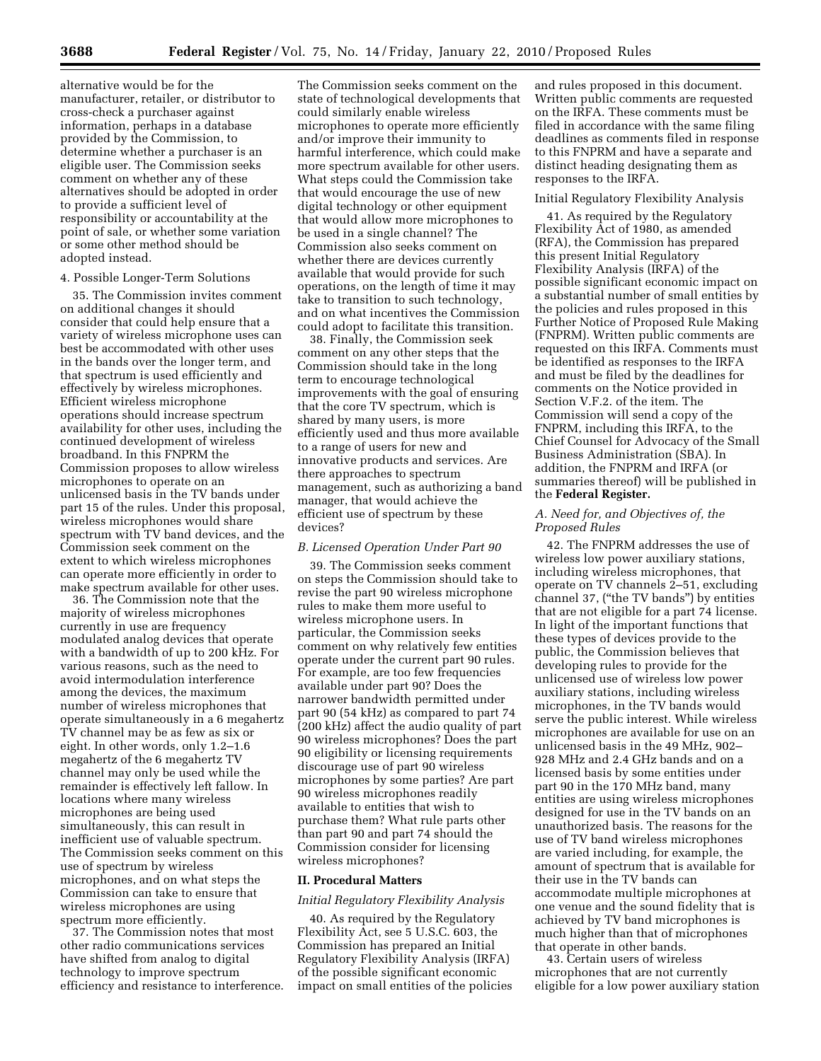alternative would be for the manufacturer, retailer, or distributor to cross-check a purchaser against information, perhaps in a database provided by the Commission, to determine whether a purchaser is an eligible user. The Commission seeks comment on whether any of these alternatives should be adopted in order to provide a sufficient level of responsibility or accountability at the point of sale, or whether some variation or some other method should be adopted instead.

4. Possible Longer-Term Solutions

35. The Commission invites comment on additional changes it should consider that could help ensure that a variety of wireless microphone uses can best be accommodated with other uses in the bands over the longer term, and that spectrum is used efficiently and effectively by wireless microphones. Efficient wireless microphone operations should increase spectrum availability for other uses, including the continued development of wireless broadband. In this FNPRM the Commission proposes to allow wireless microphones to operate on an unlicensed basis in the TV bands under part 15 of the rules. Under this proposal, wireless microphones would share spectrum with TV band devices, and the Commission seek comment on the extent to which wireless microphones can operate more efficiently in order to make spectrum available for other uses.

36. The Commission note that the majority of wireless microphones currently in use are frequency modulated analog devices that operate with a bandwidth of up to 200 kHz. For various reasons, such as the need to avoid intermodulation interference among the devices, the maximum number of wireless microphones that operate simultaneously in a 6 megahertz TV channel may be as few as six or eight. In other words, only 1.2–1.6 megahertz of the 6 megahertz TV channel may only be used while the remainder is effectively left fallow. In locations where many wireless microphones are being used simultaneously, this can result in inefficient use of valuable spectrum. The Commission seeks comment on this use of spectrum by wireless microphones, and on what steps the Commission can take to ensure that wireless microphones are using spectrum more efficiently.

37. The Commission notes that most other radio communications services have shifted from analog to digital technology to improve spectrum efficiency and resistance to interference. The Commission seeks comment on the state of technological developments that could similarly enable wireless microphones to operate more efficiently and/or improve their immunity to harmful interference, which could make more spectrum available for other users. What steps could the Commission take that would encourage the use of new digital technology or other equipment that would allow more microphones to be used in a single channel? The Commission also seeks comment on whether there are devices currently available that would provide for such operations, on the length of time it may take to transition to such technology, and on what incentives the Commission could adopt to facilitate this transition.

38. Finally, the Commission seek comment on any other steps that the Commission should take in the long term to encourage technological improvements with the goal of ensuring that the core TV spectrum, which is shared by many users, is more efficiently used and thus more available to a range of users for new and innovative products and services. Are there approaches to spectrum management, such as authorizing a band manager, that would achieve the efficient use of spectrum by these devices?

### *B. Licensed Operation Under Part 90*

39. The Commission seeks comment on steps the Commission should take to revise the part 90 wireless microphone rules to make them more useful to wireless microphone users. In particular, the Commission seeks comment on why relatively few entities operate under the current part 90 rules. For example, are too few frequencies available under part 90? Does the narrower bandwidth permitted under part 90 (54 kHz) as compared to part 74 (200 kHz) affect the audio quality of part 90 wireless microphones? Does the part 90 eligibility or licensing requirements discourage use of part 90 wireless microphones by some parties? Are part 90 wireless microphones readily available to entities that wish to purchase them? What rule parts other than part 90 and part 74 should the Commission consider for licensing wireless microphones?

## II. Procedural Matters

### *Initial Regulatory Flexibility Analysis*

40. As required by the Regulatory Flexibility Act, see 5 U.S.C. 603, the Commission has prepared an Initial Regulatory Flexibility Analysis (IRFA) of the possible significant economic impact on small entities of the policies and rules proposed in this document. Written public comments are requested on the IRFA. These comments must be filed in accordance with the same filing deadlines as comments filed in response to this FNPRM and have a separate and distinct heading designating them as responses to the IRFA.

Initial Regulatory Flexibility Analysis

41. As required by the Regulatory Flexibility Act of 1980, as amended (RFA), the Commission has prepared this present Initial Regulatory Flexibility Analysis (IRFA) of the possible significant economic impact on a substantial number of small entities by the policies and rules proposed in this Further Notice of Proposed Rule Making (FNPRM). Written public comments are requested on this IRFA. Comments must be identified as responses to the IRFA and must be filed by the deadlines for comments on the Notice provided in Section V.F.2. of the item. The Commission will send a copy of the FNPRM, including this IRFA, to the Chief Counsel for Advocacy of the Small Business Administration (SBA). In addition, the FNPRM and IRFA (or summaries thereof) will be published in the **Federal Register.**

### *A. Need for, and Objectives of, the Proposed Rules*

42. The FNPRM addresses the use of wireless low power auxiliary stations, including wireless microphones, that operate on TV channels 2–51, excluding channel 37, ("the TV bands") by entities that are not eligible for a part 74 license. In light of the important functions that these types of devices provide to the public, the Commission believes that developing rules to provide for the unlicensed use of wireless low power auxiliary stations, including wireless microphones, in the TV bands would serve the public interest. While wireless microphones are available for use on an unlicensed basis in the 49 MHz, 902–928 MHz and 2.4 GHz bands and on a licensed basis by some entities under part 90 in the 170 MHz band, many entities are using wireless microphones designed for use in the TV bands on an unauthorized basis. The reasons for the use of TV band wireless microphones are varied including, for example, the amount of spectrum that is available for their use in the TV bands can accommodate multiple microphones at one venue and the sound fidelity that is achieved by TV band microphones is much higher than that of microphones that operate in other bands.

43. Certain users of wireless microphones that are not currently eligible for a low power auxiliary station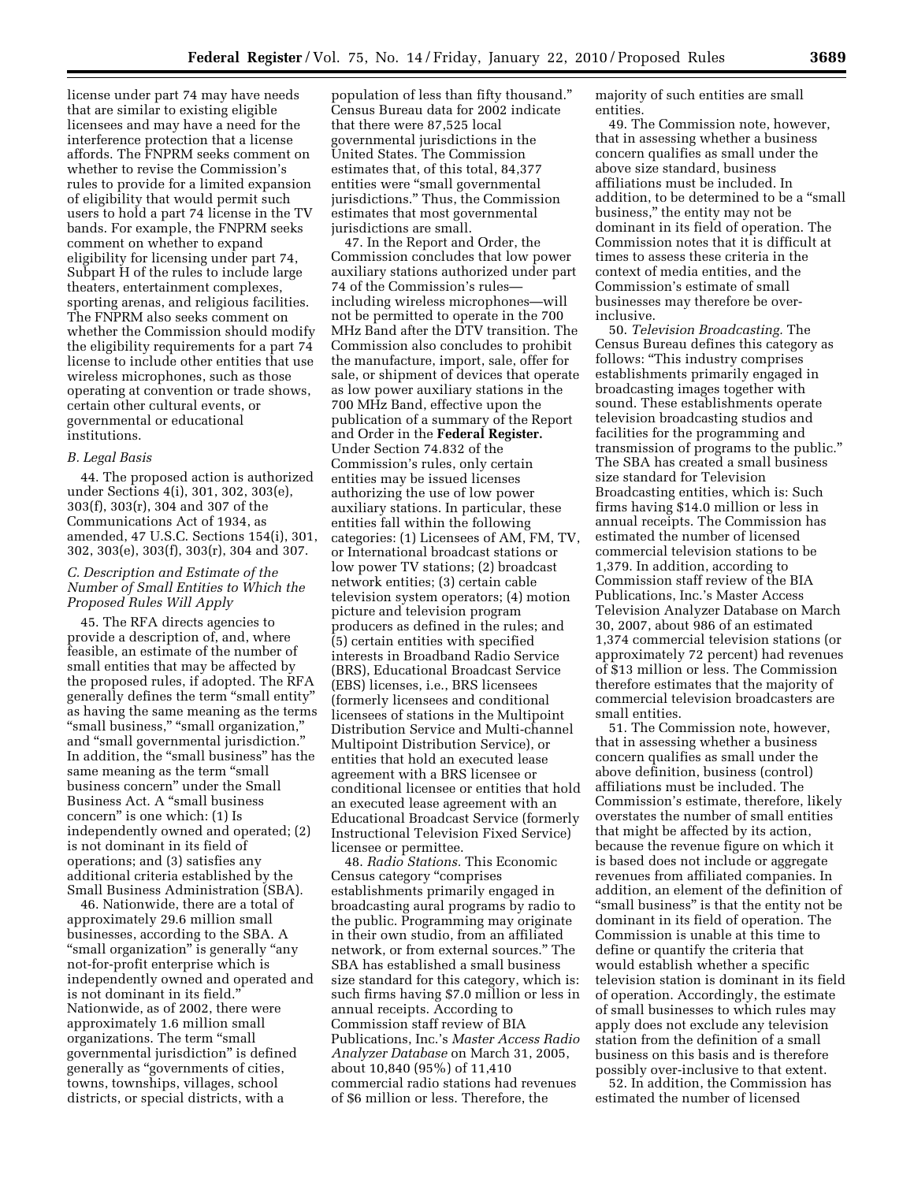license under part 74 may have needs that are similar to existing eligible licensees and may have a need for the interference protection that a license affords. The FNPRM seeks comment on whether to revise the Commission's rules to provide for a limited expansion of eligibility that would permit such users to hold a part 74 license in the TV bands. For example, the FNPRM seeks comment on whether to expand eligibility for licensing under part 74, Subpart H of the rules to include large theaters, entertainment complexes, sporting arenas, and religious facilities. The FNPRM also seeks comment on whether the Commission should modify the eligibility requirements for a part 74 license to include other entities that use wireless microphones, such as those operating at convention or trade shows, certain other cultural events, or governmental or educational institutions.

### *B. Legal Basis*

44. The proposed action is authorized under Sections 4(i), 301, 302, 303(e), 303(f), 303(r), 304 and 307 of the Communications Act of 1934, as amended, 47 U.S.C. Sections 154(i), 301, 302, 303(e), 303(f), 303(r), 304 and 307.

### *C. Description and Estimate of the Number of Small Entities to Which the Proposed Rules Will Apply*

45. The RFA directs agencies to provide a description of, and, where feasible, an estimate of the number of small entities that may be affected by the proposed rules, if adopted. The RFA generally defines the term "small entity" as having the same meaning as the terms "small business," "small organization," and "small governmental jurisdiction." In addition, the "small business" has the same meaning as the term "small business concern" under the Small Business Act. A "small business concern" is one which: (1) Is independently owned and operated; (2) is not dominant in its field of operations; and (3) satisfies any additional criteria established by the Small Business Administration (SBA).

46. Nationwide, there are a total of approximately 29.6 million small businesses, according to the SBA. A "small organization" is generally "any not-for-profit enterprise which is independently owned and operated and is not dominant in its field." Nationwide, as of 2002, there were approximately 1.6 million small organizations. The term "small governmental jurisdiction" is defined generally as "governments of cities, towns, townships, villages, school districts, or special districts, with a population of less than fifty thousand." Census Bureau data for 2002 indicate that there were 87,525 local governmental jurisdictions in the United States. The Commission estimates that, of this total, 84,377 entities were "small governmental jurisdictions." Thus, the Commission estimates that most governmental jurisdictions are small.

47. In the Report and Order, the Commission concludes that low power auxiliary stations authorized under part 74 of the Commission's rules—including wireless microphones—will not be permitted to operate in the 700 MHz Band after the DTV transition. The Commission also concludes to prohibit the manufacture, import, sale, offer for sale, or shipment of devices that operate as low power auxiliary stations in the 700 MHz Band, effective upon the publication of a summary of the Report and Order in the **Federal Register.** Under Section 74.832 of the Commission's rules, only certain entities may be issued licenses authorizing the use of low power auxiliary stations. In particular, these entities fall within the following categories: (1) Licensees of AM, FM, TV, or International broadcast stations or low power TV stations; (2) broadcast network entities; (3) certain cable television system operators; (4) motion picture and television program producers as defined in the rules; and (5) certain entities with specified interests in Broadband Radio Service (BRS), Educational Broadcast Service (EBS) licenses, i.e., BRS licensees (formerly licensees and conditional licensees of stations in the Multipoint Distribution Service and Multi-channel Multipoint Distribution Service), or entities that hold an executed lease agreement with a BRS licensee or conditional licensee or entities that hold an executed lease agreement with an Educational Broadcast Service (formerly Instructional Television Fixed Service) licensee or permittee.

48. *Radio Stations.* This Economic Census category "comprises establishments primarily engaged in broadcasting aural programs by radio to the public. Programming may originate in their own studio, from an affiliated network, or from external sources." The SBA has established a small business size standard for this category, which is: such firms having $7.0 million or less in annual receipts. According to Commission staff review of BIA Publications, Inc.'s *Master Access Radio Analyzer Database* on March 31, 2005, about 10,840 (95%) of 11,410 commercial radio stations had revenues of $6 million or less. Therefore, the majority of such entities are small entities.

49. The Commission note, however, that in assessing whether a business concern qualifies as small under the above size standard, business affiliations must be included. In addition, to be determined to be a "small business," the entity may not be dominant in its field of operation. The Commission notes that it is difficult at times to assess these criteria in the context of media entities, and the Commission's estimate of small businesses may therefore be over-inclusive.

50. *Television Broadcasting.* The Census Bureau defines this category as follows: "This industry comprises establishments primarily engaged in broadcasting images together with sound. These establishments operate television broadcasting studios and facilities for the programming and transmission of programs to the public." The SBA has created a small business size standard for Television Broadcasting entities, which is: Such firms having $14.0 million or less in annual receipts. The Commission has estimated the number of licensed commercial television stations to be 1,379. In addition, according to Commission staff review of the BIA Publications, Inc.'s Master Access Television Analyzer Database on March 30, 2007, about 986 of an estimated 1,374 commercial television stations (or approximately 72 percent) had revenues of $13 million or less. The Commission therefore estimates that the majority of commercial television broadcasters are small entities.

51. The Commission note, however, that in assessing whether a business concern qualifies as small under the above definition, business (control) affiliations must be included. The Commission's estimate, therefore, likely overstates the number of small entities that might be affected by its action, because the revenue figure on which it is based does not include or aggregate revenues from affiliated companies. In addition, an element of the definition of "small business" is that the entity not be dominant in its field of operation. The Commission is unable at this time to define or quantify the criteria that would establish whether a specific television station is dominant in its field of operation. Accordingly, the estimate of small businesses to which rules may apply does not exclude any television station from the definition of a small business on this basis and is therefore possibly over-inclusive to that extent.

52. In addition, the Commission has estimated the number of licensed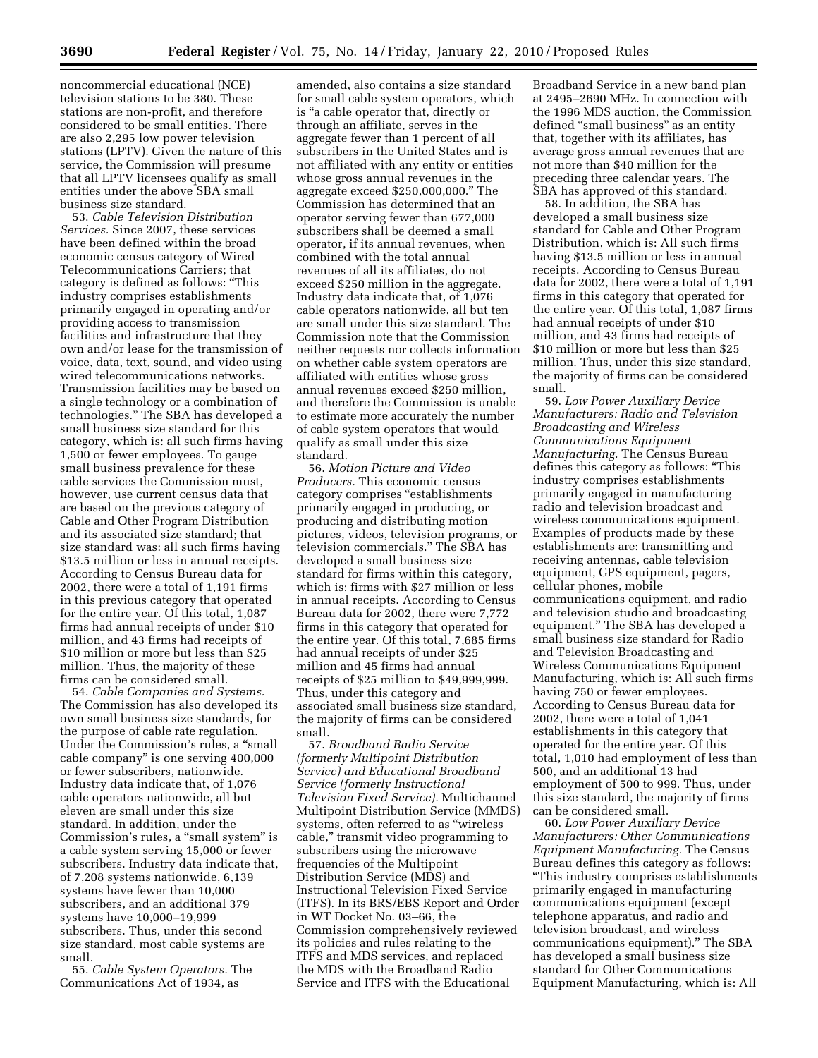noncommercial educational (NCE) television stations to be 380. These stations are non-profit, and therefore considered to be small entities. There are also 2,295 low power television stations (LPTV). Given the nature of this service, the Commission will presume that all LPTV licensees qualify as small entities under the above SBA small business size standard.

53. *Cable Television Distribution Services.* Since 2007, these services have been defined within the broad economic census category of Wired Telecommunications Carriers; that category is defined as follows: "This industry comprises establishments primarily engaged in operating and/or providing access to transmission facilities and infrastructure that they own and/or lease for the transmission of voice, data, text, sound, and video using wired telecommunications networks. Transmission facilities may be based on a single technology or a combination of technologies." The SBA has developed a small business size standard for this category, which is: all such firms having 1,500 or fewer employees. To gauge small business prevalence for these cable services the Commission must, however, use current census data that are based on the previous category of Cable and Other Program Distribution and its associated size standard; that size standard was: all such firms having $13.5 million or less in annual receipts. According to Census Bureau data for 2002, there were a total of 1,191 firms in this previous category that operated for the entire year. Of this total, 1,087 firms had annual receipts of under $10 million, and 43 firms had receipts of $10 million or more but less than $25 million. Thus, the majority of these firms can be considered small.

54. *Cable Companies and Systems.* The Commission has also developed its own small business size standards, for the purpose of cable rate regulation. Under the Commission's rules, a "small cable company" is one serving 400,000 or fewer subscribers, nationwide. Industry data indicate that, of 1,076 cable operators nationwide, all but eleven are small under this size standard. In addition, under the Commission's rules, a "small system" is a cable system serving 15,000 or fewer subscribers. Industry data indicate that, of 7,208 systems nationwide, 6,139 systems have fewer than 10,000 subscribers, and an additional 379 systems have 10,000–19,999 subscribers. Thus, under this second size standard, most cable systems are small.

55. *Cable System Operators.* The Communications Act of 1934, as amended, also contains a size standard for small cable system operators, which is "a cable operator that, directly or through an affiliate, serves in the aggregate fewer than 1 percent of all subscribers in the United States and is not affiliated with any entity or entities whose gross annual revenues in the aggregate exceed $250,000,000." The Commission has determined that an operator serving fewer than 677,000 subscribers shall be deemed a small operator, if its annual revenues, when combined with the total annual revenues of all its affiliates, do not exceed $250 million in the aggregate. Industry data indicate that, of 1,076 cable operators nationwide, all but ten are small under this size standard. The Commission note that the Commission neither requests nor collects information on whether cable system operators are affiliated with entities whose gross annual revenues exceed $250 million, and therefore the Commission is unable to estimate more accurately the number of cable system operators that would qualify as small under this size standard.

56. *Motion Picture and Video Producers.* This economic census category comprises "establishments primarily engaged in producing, or producing and distributing motion pictures, videos, television programs, or television commercials." The SBA has developed a small business size standard for firms within this category, which is: firms with $27 million or less in annual receipts. According to Census Bureau data for 2002, there were 7,772 firms in this category that operated for the entire year. Of this total, 7,685 firms had annual receipts of under $25 million and 45 firms had annual receipts of $25 million to $49,999,999. Thus, under this category and associated small business size standard, the majority of firms can be considered small.

57. *Broadband Radio Service (formerly Multipoint Distribution Service) and Educational Broadband Service (formerly Instructional Television Fixed Service).* Multichannel Multipoint Distribution Service (MMDS) systems, often referred to as "wireless cable," transmit video programming to subscribers using the microwave frequencies of the Multipoint Distribution Service (MDS) and Instructional Television Fixed Service (ITFS). In its BRS/EBS Report and Order in WT Docket No. 03–66, the Commission comprehensively reviewed its policies and rules relating to the ITFS and MDS services, and replaced the MDS with the Broadband Radio Service and ITFS with the Educational Broadband Service in a new band plan at 2495–2690 MHz. In connection with the 1996 MDS auction, the Commission defined "small business" as an entity that, together with its affiliates, has average gross annual revenues that are not more than $40 million for the preceding three calendar years. The SBA has approved of this standard.

58. In addition, the SBA has developed a small business size standard for Cable and Other Program Distribution, which is: All such firms having $13.5 million or less in annual receipts. According to Census Bureau data for 2002, there were a total of 1,191 firms in this category that operated for the entire year. Of this total, 1,087 firms had annual receipts of under $10 million, and 43 firms had receipts of $10 million or more but less than $25 million. Thus, under this size standard, the majority of firms can be considered small.

59. *Low Power Auxiliary Device Manufacturers: Radio and Television Broadcasting and Wireless Communications Equipment Manufacturing.* The Census Bureau defines this category as follows: "This industry comprises establishments primarily engaged in manufacturing radio and television broadcast and wireless communications equipment. Examples of products made by these establishments are: transmitting and receiving antennas, cable television equipment, GPS equipment, pagers, cellular phones, mobile communications equipment, and radio and television studio and broadcasting equipment." The SBA has developed a small business size standard for Radio and Television Broadcasting and Wireless Communications Equipment Manufacturing, which is: All such firms having 750 or fewer employees. According to Census Bureau data for 2002, there were a total of 1,041 establishments in this category that operated for the entire year. Of this total, 1,010 had employment of less than 500, and an additional 13 had employment of 500 to 999. Thus, under this size standard, the majority of firms can be considered small.

60. *Low Power Auxiliary Device Manufacturers: Other Communications Equipment Manufacturing.* The Census Bureau defines this category as follows: "This industry comprises establishments primarily engaged in manufacturing communications equipment (except telephone apparatus, and radio and television broadcast, and wireless communications equipment)." The SBA has developed a small business size standard for Other Communications Equipment Manufacturing, which is: All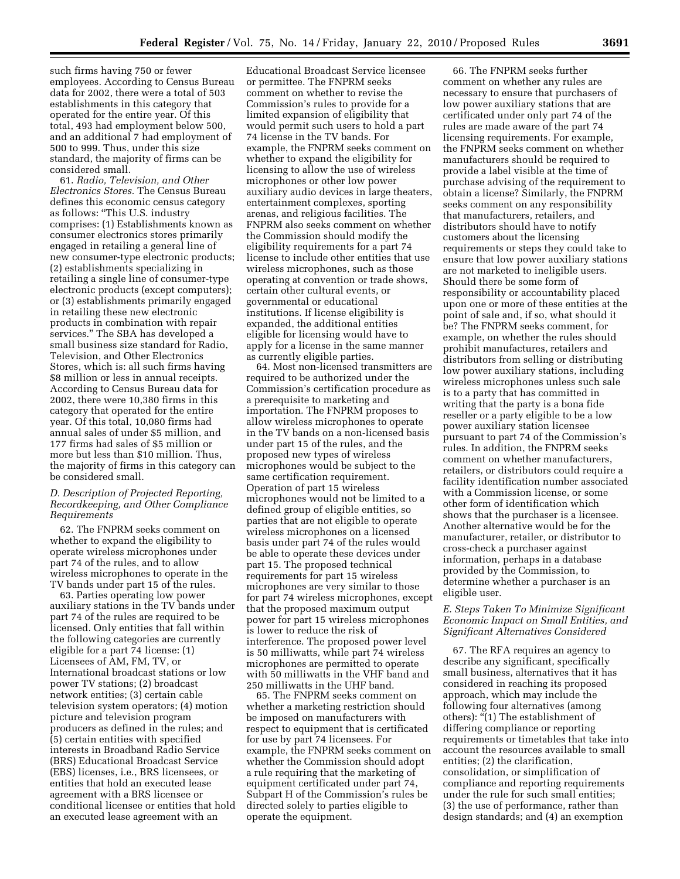such firms having 750 or fewer employees. According to Census Bureau data for 2002, there were a total of 503 establishments in this category that operated for the entire year. Of this total, 493 had employment below 500, and an additional 7 had employment of 500 to 999. Thus, under this size standard, the majority of firms can be considered small.

61. *Radio, Television, and Other Electronics Stores.* The Census Bureau defines this economic census category as follows: "This U.S. industry comprises: (1) Establishments known as consumer electronics stores primarily engaged in retailing a general line of new consumer-type electronic products; (2) establishments specializing in retailing a single line of consumer-type electronic products (except computers); or (3) establishments primarily engaged in retailing these new electronic products in combination with repair services." The SBA has developed a small business size standard for Radio, Television, and Other Electronics Stores, which is: all such firms having $8 million or less in annual receipts. According to Census Bureau data for 2002, there were 10,380 firms in this category that operated for the entire year. Of this total, 10,080 firms had annual sales of under $5 million, and 177 firms had sales of $5 million or more but less than $10 million. Thus, the majority of firms in this category can be considered small.

### *D. Description of Projected Reporting, Recordkeeping, and Other Compliance Requirements*

62. The FNPRM seeks comment on whether to expand the eligibility to operate wireless microphones under part 74 of the rules, and to allow wireless microphones to operate in the TV bands under part 15 of the rules.

63. Parties operating low power auxiliary stations in the TV bands under part 74 of the rules are required to be licensed. Only entities that fall within the following categories are currently eligible for a part 74 license: (1) Licensees of AM, FM, TV, or International broadcast stations or low power TV stations; (2) broadcast network entities; (3) certain cable television system operators; (4) motion picture and television program producers as defined in the rules; and (5) certain entities with specified interests in Broadband Radio Service (BRS) Educational Broadcast Service (EBS) licenses, i.e., BRS licensees, or entities that hold an executed lease agreement with a BRS licensee or conditional licensee or entities that hold an executed lease agreement with an Educational Broadcast Service licensee or permittee. The FNPRM seeks comment on whether to revise the Commission's rules to provide for a limited expansion of eligibility that would permit such users to hold a part 74 license in the TV bands. For example, the FNPRM seeks comment on whether to expand the eligibility for licensing to allow the use of wireless microphones or other low power auxiliary audio devices in large theaters, entertainment complexes, sporting arenas, and religious facilities. The FNPRM also seeks comment on whether the Commission should modify the eligibility requirements for a part 74 license to include other entities that use wireless microphones, such as those operating at convention or trade shows, certain other cultural events, or governmental or educational institutions. If license eligibility is expanded, the additional entities eligible for licensing would have to apply for a license in the same manner as currently eligible parties.

64. Most non-licensed transmitters are required to be authorized under the Commission's certification procedure as a prerequisite to marketing and importation. The FNPRM proposes to allow wireless microphones to operate in the TV bands on a non-licensed basis under part 15 of the rules, and the proposed new types of wireless microphones would be subject to the same certification requirement. Operation of part 15 wireless microphones would not be limited to a defined group of eligible entities, so parties that are not eligible to operate wireless microphones on a licensed basis under part 74 of the rules would be able to operate these devices under part 15. The proposed technical requirements for part 15 wireless microphones are very similar to those for part 74 wireless microphones, except that the proposed maximum output power for part 15 wireless microphones is lower to reduce the risk of interference. The proposed power level is 50 milliwatts, while part 74 wireless microphones are permitted to operate with 50 milliwatts in the VHF band and 250 milliwatts in the UHF band.

65. The FNPRM seeks comment on whether a marketing restriction should be imposed on manufacturers with respect to equipment that is certificated for use by part 74 licensees. For example, the FNPRM seeks comment on whether the Commission should adopt a rule requiring that the marketing of equipment certificated under part 74, Subpart H of the Commission's rules be directed solely to parties eligible to operate the equipment.

66. The FNPRM seeks further comment on whether any rules are necessary to ensure that purchasers of low power auxiliary stations that are certificated under only part 74 of the rules are made aware of the part 74 licensing requirements. For example, the FNPRM seeks comment on whether manufacturers should be required to provide a label visible at the time of purchase advising of the requirement to obtain a license? Similarly, the FNPRM seeks comment on any responsibility that manufacturers, retailers, and distributors should have to notify customers about the licensing requirements or steps they could take to ensure that low power auxiliary stations are not marketed to ineligible users. Should there be some form of responsibility or accountability placed upon one or more of these entities at the point of sale and, if so, what should it be? The FNPRM seeks comment, for example, on whether the rules should prohibit manufactures, retailers and distributors from selling or distributing low power auxiliary stations, including wireless microphones unless such sale is to a party that has committed in writing that the party is a bona fide reseller or a party eligible to be a low power auxiliary station licensee pursuant to part 74 of the Commission's rules. In addition, the FNPRM seeks comment on whether manufacturers, retailers, or distributors could require a facility identification number associated with a Commission license, or some other form of identification which shows that the purchaser is a licensee. Another alternative would be for the manufacturer, retailer, or distributor to cross-check a purchaser against information, perhaps in a database provided by the Commission, to determine whether a purchaser is an eligible user.

### *E. Steps Taken To Minimize Significant Economic Impact on Small Entities, and Significant Alternatives Considered*

67. The RFA requires an agency to describe any significant, specifically small business, alternatives that it has considered in reaching its proposed approach, which may include the following four alternatives (among others): "(1) The establishment of differing compliance or reporting requirements or timetables that take into account the resources available to small entities; (2) the clarification, consolidation, or simplification of compliance and reporting requirements under the rule for such small entities; (3) the use of performance, rather than design standards; and (4) an exemption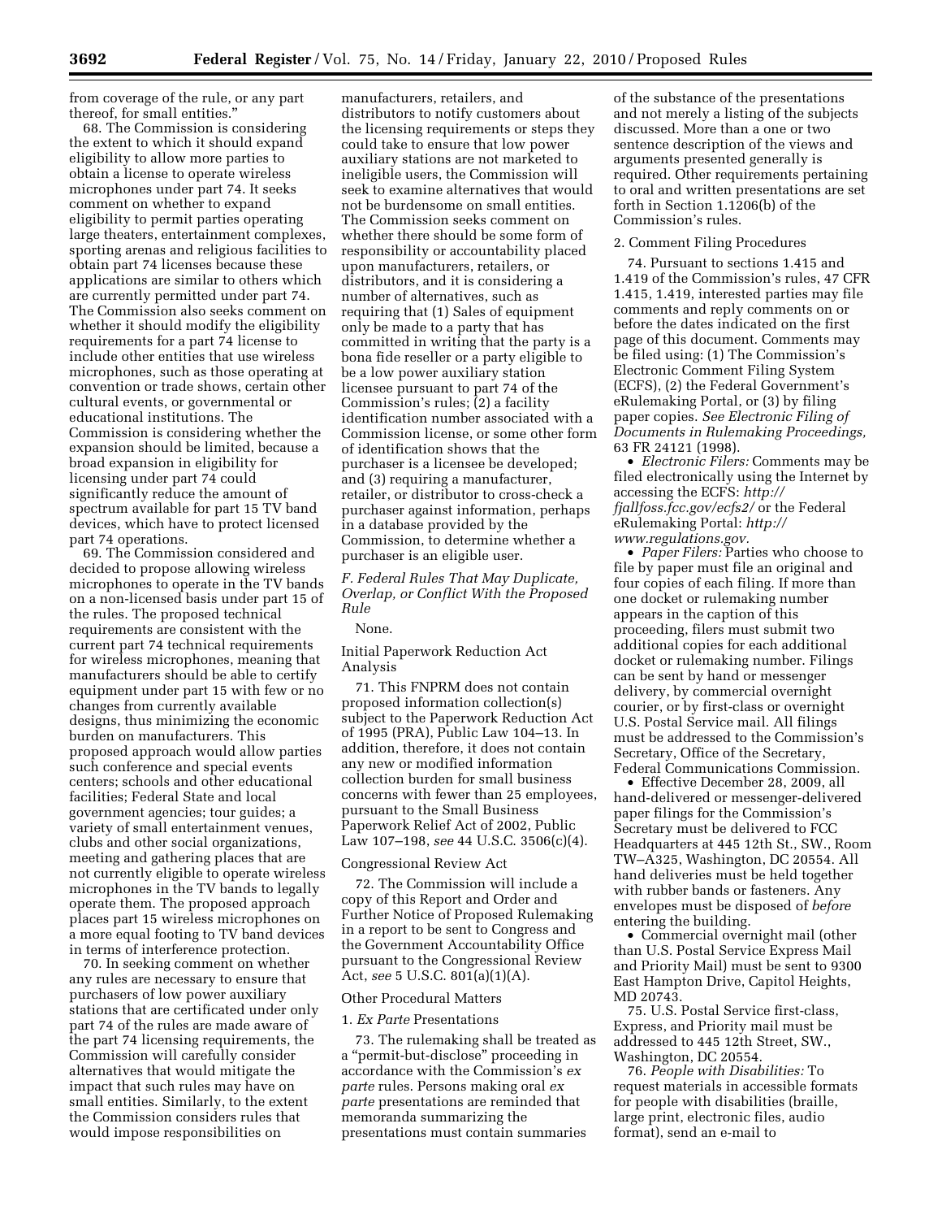from coverage of the rule, or any part thereof, for small entities."

68. The Commission is considering the extent to which it should expand eligibility to allow more parties to obtain a license to operate wireless microphones under part 74. It seeks comment on whether to expand eligibility to permit parties operating large theaters, entertainment complexes, sporting arenas and religious facilities to obtain part 74 licenses because these applications are similar to others which are currently permitted under part 74. The Commission also seeks comment on whether it should modify the eligibility requirements for a part 74 license to include other entities that use wireless microphones, such as those operating at convention or trade shows, certain other cultural events, or governmental or educational institutions. The Commission is considering whether the expansion should be limited, because a broad expansion in eligibility for licensing under part 74 could significantly reduce the amount of spectrum available for part 15 TV band devices, which have to protect licensed part 74 operations.

69. The Commission considered and decided to propose allowing wireless microphones to operate in the TV bands on a non-licensed basis under part 15 of the rules. The proposed technical requirements are consistent with the current part 74 technical requirements for wireless microphones, meaning that manufacturers should be able to certify equipment under part 15 with few or no changes from currently available designs, thus minimizing the economic burden on manufacturers. This proposed approach would allow parties such conference and special events centers; schools and other educational facilities; Federal State and local government agencies; tour guides; a variety of small entertainment venues, clubs and other social organizations, meeting and gathering places that are not currently eligible to operate wireless microphones in the TV bands to legally operate them. The proposed approach places part 15 wireless microphones on a more equal footing to TV band devices in terms of interference protection.

70. In seeking comment on whether any rules are necessary to ensure that purchasers of low power auxiliary stations that are certificated under only part 74 of the rules are made aware of the part 74 licensing requirements, the Commission will carefully consider alternatives that would mitigate the impact that such rules may have on small entities. Similarly, to the extent the Commission considers rules that would impose responsibilities on manufacturers, retailers, and distributors to notify customers about the licensing requirements or steps they could take to ensure that low power auxiliary stations are not marketed to ineligible users, the Commission will seek to examine alternatives that would not be burdensome on small entities. The Commission seeks comment on whether there should be some form of responsibility or accountability placed upon manufacturers, retailers, or distributors, and it is considering a number of alternatives, such as requiring that (1) Sales of equipment only be made to a party that has committed in writing that the party is a bona fide reseller or a party eligible to be a low power auxiliary station licensee pursuant to part 74 of the Commission's rules; (2) a facility identification number associated with a Commission license, or some other form of identification shows that the purchaser is a licensee be developed; and (3) requiring a manufacturer, retailer, or distributor to cross-check a purchaser against information, perhaps in a database provided by the Commission, to determine whether a purchaser is an eligible user.

### *F. Federal Rules That May Duplicate, Overlap, or Conflict With the Proposed Rule*

None.

## Initial Paperwork Reduction Act Analysis

71. This FNPRM does not contain proposed information collection(s) subject to the Paperwork Reduction Act of 1995 (PRA), Public Law 104–13. In addition, therefore, it does not contain any new or modified information collection burden for small business concerns with fewer than 25 employees, pursuant to the Small Business Paperwork Relief Act of 2002, Public Law 107–198, *see* 44 U.S.C. 3506(c)(4).

## Congressional Review Act

72. The Commission will include a copy of this Report and Order and Further Notice of Proposed Rulemaking in a report to be sent to Congress and the Government Accountability Office pursuant to the Congressional Review Act, *see* 5 U.S.C. 801(a)(1)(A).

## Other Procedural Matters

### 1. *Ex Parte* Presentations

73. The rulemaking shall be treated as a "permit-but-disclose" proceeding in accordance with the Commission's *ex parte* rules. Persons making oral *ex parte* presentations are reminded that memoranda summarizing the presentations must contain summaries of the substance of the presentations and not merely a listing of the subjects discussed. More than a one or two sentence description of the views and arguments presented generally is required. Other requirements pertaining to oral and written presentations are set forth in Section 1.1206(b) of the Commission's rules.

### 2. Comment Filing Procedures

74. Pursuant to sections 1.415 and 1.419 of the Commission's rules, 47 CFR 1.415, 1.419, interested parties may file comments and reply comments on or before the dates indicated on the first page of this document. Comments may be filed using: (1) The Commission's Electronic Comment Filing System (ECFS), (2) the Federal Government's eRulemaking Portal, or (3) by filing paper copies. *See Electronic Filing of Documents in Rulemaking Proceedings,* 63 FR 24121 (1998).

- *Electronic Filers:* Comments may be filed electronically using the Internet by accessing the ECFS: *http://fjallfoss.fcc.gov/ecfs2/* or the Federal eRulemaking Portal: *http://www.regulations.gov.*
- *Paper Filers:* Parties who choose to file by paper must file an original and four copies of each filing. If more than one docket or rulemaking number appears in the caption of this proceeding, filers must submit two additional copies for each additional docket or rulemaking number. Filings can be sent by hand or messenger delivery, by commercial overnight courier, or by first-class or overnight U.S. Postal Service mail. All filings must be addressed to the Commission's Secretary, Office of the Secretary, Federal Communications Commission.
- Effective December 28, 2009, all hand-delivered or messenger-delivered paper filings for the Commission's Secretary must be delivered to FCC Headquarters at 445 12th St., SW., Room TW–A325, Washington, DC 20554. All hand deliveries must be held together with rubber bands or fasteners. Any envelopes must be disposed of *before* entering the building.
- Commercial overnight mail (other than U.S. Postal Service Express Mail and Priority Mail) must be sent to 9300 East Hampton Drive, Capitol Heights, MD 20743.

75. U.S. Postal Service first-class, Express, and Priority mail must be addressed to 445 12th Street, SW., Washington, DC 20554.

76. *People with Disabilities:* To request materials in accessible formats for people with disabilities (braille, large print, electronic files, audio format), send an e-mail to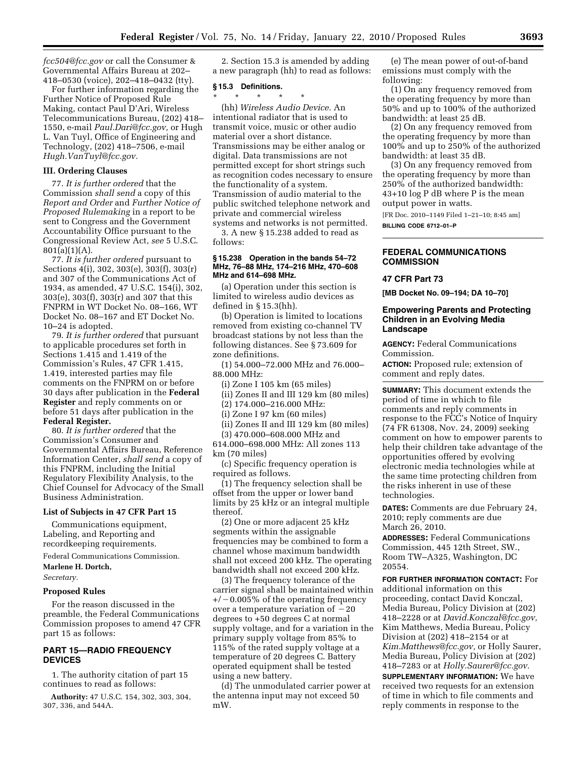*fcc504@fcc.gov* or call the Consumer & Governmental Affairs Bureau at 202–418–0530 (voice), 202–418–0432 (tty).

For further information regarding the Further Notice of Proposed Rule Making, contact Paul D'Ari, Wireless Telecommunications Bureau, (202) 418–1550, e-mail *Paul.Dari@fcc.gov,* or Hugh L. Van Tuyl, Office of Engineering and Technology, (202) 418–7506, e-mail *Hugh.VanTuyl@fcc.gov.*

### III. Ordering Clauses

77. *It is further ordered* that the Commission *shall send* a copy of this *Report and Order* and *Further Notice of Proposed Rulemaking* in a report to be sent to Congress and the Government Accountability Office pursuant to the Congressional Review Act, *see* 5 U.S.C. 801(a)(1)(A).

77. *It is further ordered* pursuant to Sections 4(i), 302, 303(e), 303(f), 303(r) and 307 of the Communications Act of 1934, as amended, 47 U.S.C. 154(i), 302, 303(e), 303(f), 303(r) and 307 that this FNPRM in WT Docket No. 08–166, WT Docket No. 08–167 and ET Docket No. 10–24 is adopted.

79. *It is further ordered* that pursuant to applicable procedures set forth in Sections 1.415 and 1.419 of the Commission's Rules, 47 CFR 1.415, 1.419, interested parties may file comments on the FNPRM on or before 30 days after publication in the **Federal Register** and reply comments on or before 51 days after publication in the **Federal Register.**

80. *It is further ordered* that the Commission's Consumer and Governmental Affairs Bureau, Reference Information Center, *shall send* a copy of this FNPRM, including the Initial Regulatory Flexibility Analysis, to the Chief Counsel for Advocacy of the Small Business Administration.

### List of Subjects in 47 CFR Part 15

Communications equipment, Labeling, and Reporting and recordkeeping requirements.

Federal Communications Commission.

**Marlene H. Dortch,**

*Secretary.*

### Proposed Rules

For the reason discussed in the preamble, the Federal Communications Commission proposes to amend 47 CFR part 15 as follows:

## PART 15—RADIO FREQUENCY DEVICES

1. The authority citation of part 15 continues to read as follows:

**Authority:** 47 U.S.C. 154, 302, 303, 304, 307, 336, and 544A.

2. Section 15.3 is amended by adding a new paragraph (hh) to read as follows:

### § 15.3 Definitions.

\* \* \* \* \*

(hh) *Wireless Audio Device.* An intentional radiator that is used to transmit voice, music or other audio material over a short distance. Transmissions may be either analog or digital. Data transmissions are not permitted except for short strings such as recognition codes necessary to ensure the functionality of a system. Transmission of audio material to the public switched telephone network and private and commercial wireless systems and networks is not permitted.

3. A new § 15.238 added to read as follows:

### § 15.238 Operation in the bands 54–72 MHz, 76–88 MHz, 174–216 MHz, 470–608 MHz and 614–698 MHz.

(a) Operation under this section is limited to wireless audio devices as defined in § 15.3(hh).

(b) Operation is limited to locations removed from existing co-channel TV broadcast stations by not less than the following distances. See § 73.609 for zone definitions.

(1) 54.000–72.000 MHz and 76.000–88.000 MHz:

(i) Zone I 105 km (65 miles)

(ii) Zones II and III 129 km (80 miles)

(2) 174.000–216.000 MHz:

(i) Zone I 97 km (60 miles)

(ii) Zones II and III 129 km (80 miles)

(3) 470.000–608.000 MHz and 614.000–698.000 MHz: All zones 113 km (70 miles)

(c) Specific frequency operation is required as follows.

(1) The frequency selection shall be offset from the upper or lower band limits by 25 kHz or an integral multiple thereof.

(2) One or more adjacent 25 kHz segments within the assignable frequencies may be combined to form a channel whose maximum bandwidth shall not exceed 200 kHz. The operating bandwidth shall not exceed 200 kHz.

(3) The frequency tolerance of the carrier signal shall be maintained within $+/-0.005\%$ of the operating frequency over a temperature variation of $-20$ degrees to +50 degrees C at normal supply voltage, and for a variation in the primary supply voltage from 85% to 115% of the rated supply voltage at a temperature of 20 degrees C. Battery operated equipment shall be tested using a new battery.

(d) The unmodulated carrier power at the antenna input may not exceed 50 mW.

(e) The mean power of out-of-band emissions must comply with the following:

(1) On any frequency removed from the operating frequency by more than 50% and up to 100% of the authorized bandwidth: at least 25 dB.

(2) On any frequency removed from the operating frequency by more than 100% and up to 250% of the authorized bandwidth: at least 35 dB.

(3) On any frequency removed from the operating frequency by more than 250% of the authorized bandwidth: $43+10 \log P$ dB where P is the mean output power in watts.

[FR Doc. 2010–1149 Filed 1–21–10; 8:45 am]

**BILLING CODE 6712–01–P**

---

## FEDERAL COMMUNICATIONS COMMISSION

### 47 CFR Part 73

**[MB Docket No. 09–194; DA 10–70]**

## Empowering Parents and Protecting Children in an Evolving Media Landscape

**AGENCY:** Federal Communications Commission.

**ACTION:** Proposed rule; extension of comment and reply dates.

**SUMMARY:** This document extends the period of time in which to file comments and reply comments in response to the FCC's Notice of Inquiry (74 FR 61308, Nov. 24, 2009) seeking comment on how to empower parents to help their children take advantage of the opportunities offered by evolving electronic media technologies while at the same time protecting children from the risks inherent in use of these technologies.

**DATES:** Comments are due February 24, 2010; reply comments are due March 26, 2010.

**ADDRESSES:** Federal Communications Commission, 445 12th Street, SW., Room TW–A325, Washington, DC 20554.

**FOR FURTHER INFORMATION CONTACT:** For additional information on this proceeding, contact David Konczal, Media Bureau, Policy Division at (202) 418–2228 or at *David.Konczal@fcc.gov,* Kim Matthews, Media Bureau, Policy Division at (202) 418–2154 or at *Kim.Matthews@fcc.gov,* or Holly Saurer, Media Bureau, Policy Division at (202) 418–7283 or at *Holly.Saurer@fcc.gov.*

**SUPPLEMENTARY INFORMATION:** We have received two requests for an extension of time in which to file comments and reply comments in response to the